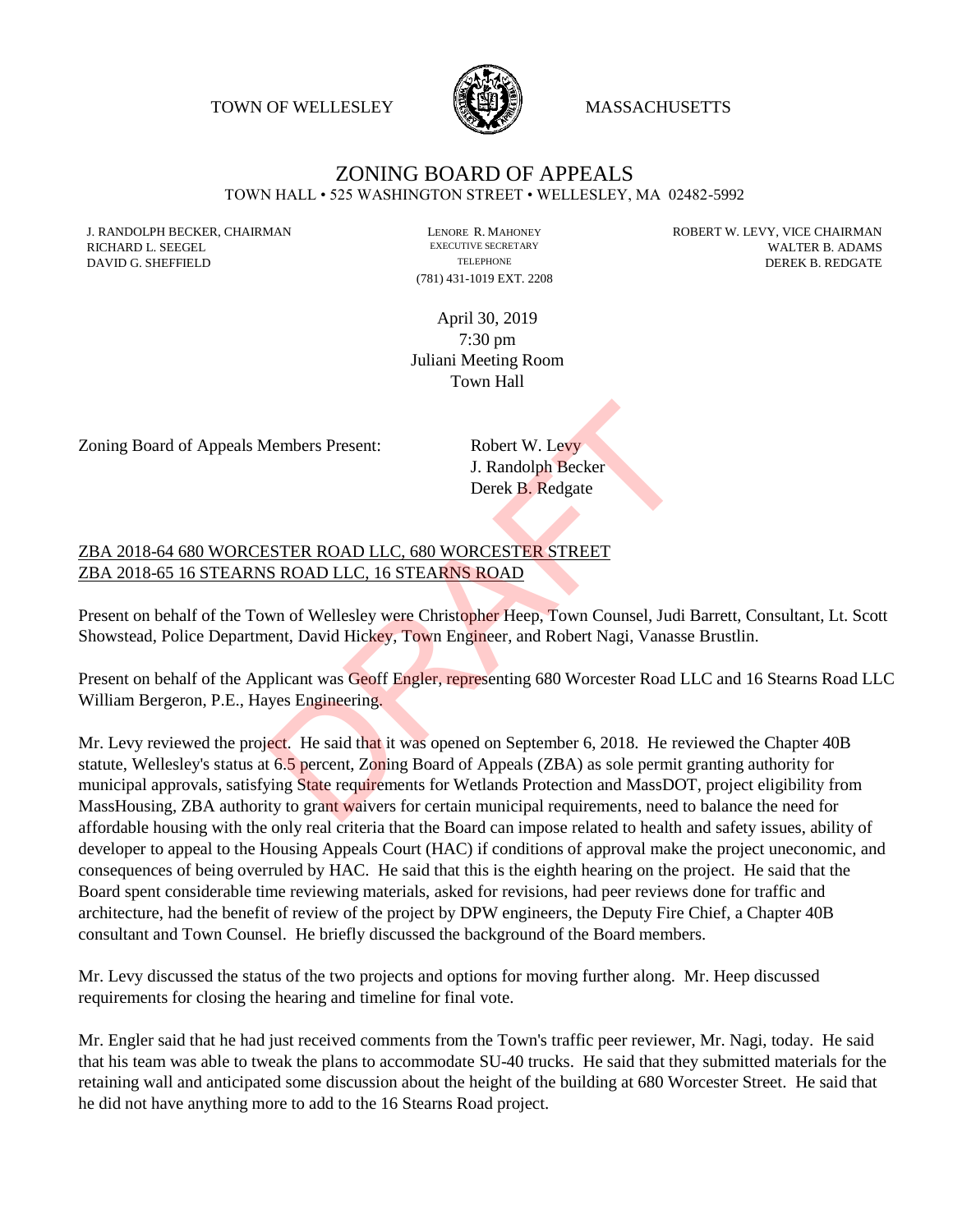TOWN OF WELLESLEY MASSACHUSETTS

# ZONING BOARD OF APPEALS

TOWN HALL • 525 WASHINGTON STREET • WELLESLEY, MA 02482-5992

J. RANDOLPH BECKER, CHAIRMAN
RICHARD L. SEEGEL
DAVID G. SHEFFIELD

LENORE R. MAHONEY
EXECUTIVE SECRETARY
TELEPHONE
(781) 431-1019 EXT. 2208

ROBERT W. LEVY, VICE CHAIRMAN
WALTER B. ADAMS
DEREK B. REDGATE

April 30, 2019
7:30 pm
Juliani Meeting Room
Town Hall

Zoning Board of Appeals Members Present: Robert W. Levy
J. Randolph Becker
Derek B. Redgate

ZBA 2018-64 680 WORCESTER ROAD LLC, 680 WORCESTER STREET
ZBA 2018-65 16 STEARNS ROAD LLC, 16 STEARNS ROAD

Present on behalf of the Town of Wellesley were Christopher Heep, Town Counsel, Judi Barrett, Consultant, Lt. Scott Showstead, Police Department, David Hickey, Town Engineer, and Robert Nagi, Vanasse Brustlin.

Present on behalf of the Applicant was Geoff Engler, representing 680 Worcester Road LLC and 16 Stearns Road LLC William Bergeron, P.E., Hayes Engineering.

Mr. Levy reviewed the project. He said that it was opened on September 6, 2018. He reviewed the Chapter 40B statute, Wellesley's status at 6.5 percent, Zoning Board of Appeals (ZBA) as sole permit granting authority for municipal approvals, satisfying State requirements for Wetlands Protection and MassDOT, project eligibility from MassHousing, ZBA authority to grant waivers for certain municipal requirements, need to balance the need for affordable housing with the only real criteria that the Board can impose related to health and safety issues, ability of developer to appeal to the Housing Appeals Court (HAC) if conditions of approval make the project uneconomic, and consequences of being overruled by HAC. He said that this is the eighth hearing on the project. He said that the Board spent considerable time reviewing materials, asked for revisions, had peer reviews done for traffic and architecture, had the benefit of review of the project by DPW engineers, the Deputy Fire Chief, a Chapter 40B consultant and Town Counsel. He briefly discussed the background of the Board members.

Mr. Levy discussed the status of the two projects and options for moving further along. Mr. Heep discussed requirements for closing the hearing and timeline for final vote.

Mr. Engler said that he had just received comments from the Town's traffic peer reviewer, Mr. Nagi, today. He said that his team was able to tweak the plans to accommodate SU-40 trucks. He said that they submitted materials for the retaining wall and anticipated some discussion about the height of the building at 680 Worcester Street. He said that he did not have anything more to add to the 16 Stearns Road project.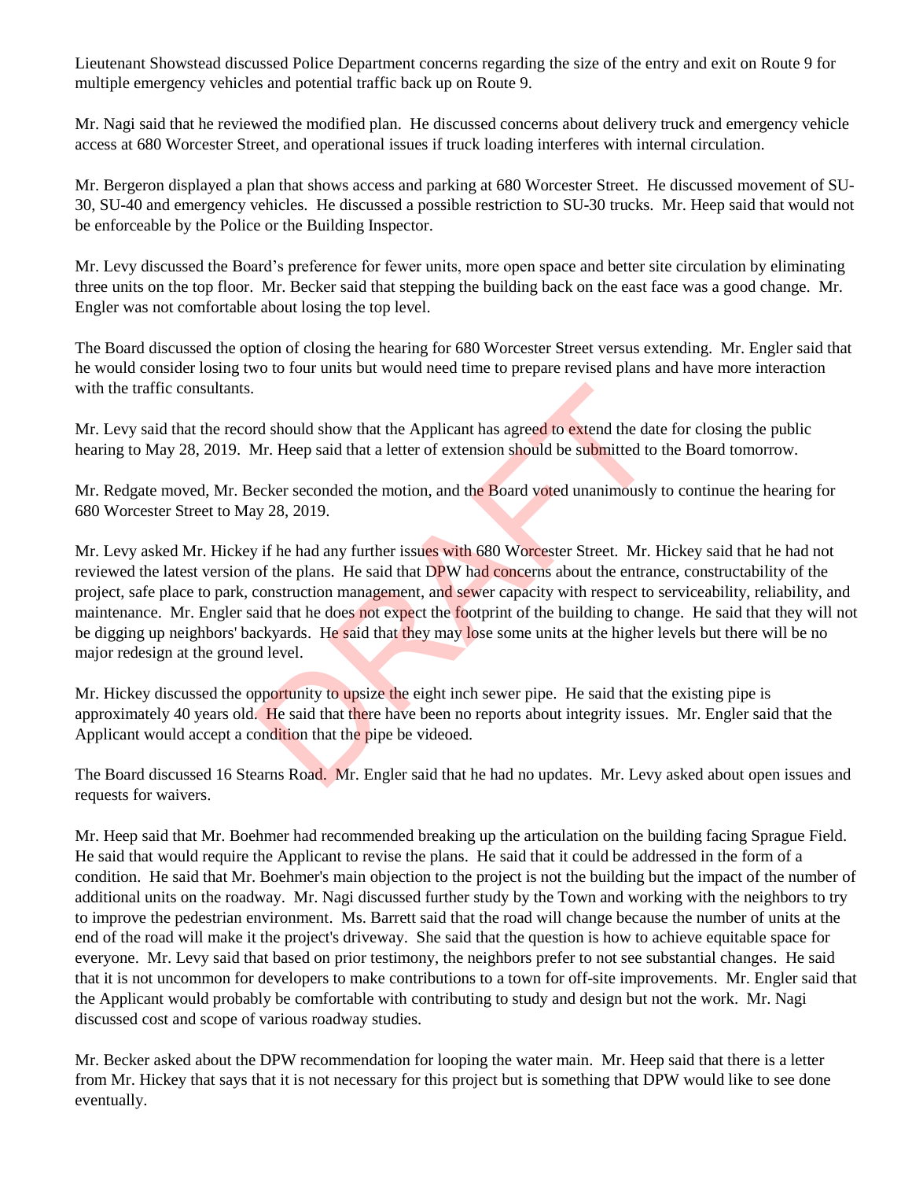Lieutenant Showstead discussed Police Department concerns regarding the size of the entry and exit on Route 9 for multiple emergency vehicles and potential traffic back up on Route 9.

Mr. Nagi said that he reviewed the modified plan. He discussed concerns about delivery truck and emergency vehicle access at 680 Worcester Street, and operational issues if truck loading interferes with internal circulation.

Mr. Bergeron displayed a plan that shows access and parking at 680 Worcester Street. He discussed movement of SU-30, SU-40 and emergency vehicles. He discussed a possible restriction to SU-30 trucks. Mr. Heep said that would not be enforceable by the Police or the Building Inspector.

Mr. Levy discussed the Board's preference for fewer units, more open space and better site circulation by eliminating three units on the top floor. Mr. Becker said that stepping the building back on the east face was a good change. Mr. Engler was not comfortable about losing the top level.

The Board discussed the option of closing the hearing for 680 Worcester Street versus extending. Mr. Engler said that he would consider losing two to four units but would need time to prepare revised plans and have more interaction with the traffic consultants.

Mr. Levy said that the record should show that the Applicant has agreed to extend the date for closing the public hearing to May 28, 2019. Mr. Heep said that a letter of extension should be submitted to the Board tomorrow.

Mr. Redgate moved, Mr. Becker seconded the motion, and the Board voted unanimously to continue the hearing for 680 Worcester Street to May 28, 2019.

Mr. Levy asked Mr. Hickey if he had any further issues with 680 Worcester Street. Mr. Hickey said that he had not reviewed the latest version of the plans. He said that DPW had concerns about the entrance, constructability of the project, safe place to park, construction management, and sewer capacity with respect to serviceability, reliability, and maintenance. Mr. Engler said that he does not expect the footprint of the building to change. He said that they will not be digging up neighbors' backyards. He said that they may lose some units at the higher levels but there will be no major redesign at the ground level.

Mr. Hickey discussed the opportunity to upsize the eight inch sewer pipe. He said that the existing pipe is approximately 40 years old. He said that there have been no reports about integrity issues. Mr. Engler said that the Applicant would accept a condition that the pipe be videoed.

The Board discussed 16 Stearns Road. Mr. Engler said that he had no updates. Mr. Levy asked about open issues and requests for waivers.

Mr. Heep said that Mr. Boehmer had recommended breaking up the articulation on the building facing Sprague Field. He said that would require the Applicant to revise the plans. He said that it could be addressed in the form of a condition. He said that Mr. Boehmer's main objection to the project is not the building but the impact of the number of additional units on the roadway. Mr. Nagi discussed further study by the Town and working with the neighbors to try to improve the pedestrian environment. Ms. Barrett said that the road will change because the number of units at the end of the road will make it the project's driveway. She said that the question is how to achieve equitable space for everyone. Mr. Levy said that based on prior testimony, the neighbors prefer to not see substantial changes. He said that it is not uncommon for developers to make contributions to a town for off-site improvements. Mr. Engler said that the Applicant would probably be comfortable with contributing to study and design but not the work. Mr. Nagi discussed cost and scope of various roadway studies.

Mr. Becker asked about the DPW recommendation for looping the water main. Mr. Heep said that there is a letter from Mr. Hickey that says that it is not necessary for this project but is something that DPW would like to see done eventually.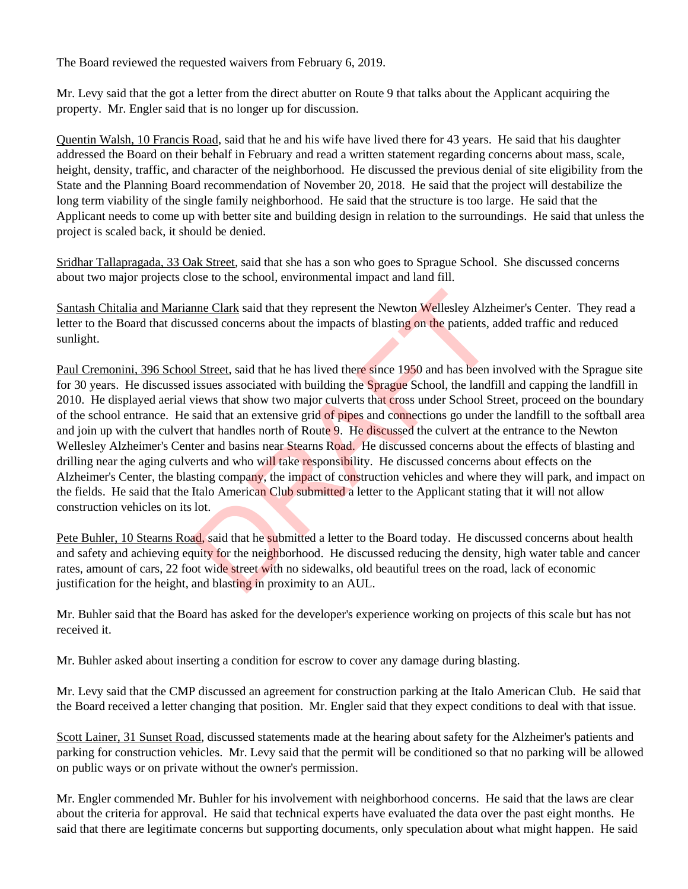The Board reviewed the requested waivers from February 6, 2019.

Mr. Levy said that the got a letter from the direct abutter on Route 9 that talks about the Applicant acquiring the property. Mr. Engler said that is no longer up for discussion.

Quentin Walsh, 10 Francis Road, said that he and his wife have lived there for 43 years. He said that his daughter addressed the Board on their behalf in February and read a written statement regarding concerns about mass, scale, height, density, traffic, and character of the neighborhood. He discussed the previous denial of site eligibility from the State and the Planning Board recommendation of November 20, 2018. He said that the project will destabilize the long term viability of the single family neighborhood. He said that the structure is too large. He said that the Applicant needs to come up with better site and building design in relation to the surroundings. He said that unless the project is scaled back, it should be denied.

Sridhar Tallapragada, 33 Oak Street, said that she has a son who goes to Sprague School. She discussed concerns about two major projects close to the school, environmental impact and land fill.

Santash Chitalia and Marianne Clark said that they represent the Newton Wellesley Alzheimer's Center. They read a letter to the Board that discussed concerns about the impacts of blasting on the patients, added traffic and reduced sunlight.

Paul Cremonini, 396 School Street, said that he has lived there since 1950 and has been involved with the Sprague site for 30 years. He discussed issues associated with building the Sprague School, the landfill and capping the landfill in 2010. He displayed aerial views that show two major culverts that cross under School Street, proceed on the boundary of the school entrance. He said that an extensive grid of pipes and connections go under the landfill to the softball area and join up with the culvert that handles north of Route 9. He discussed the culvert at the entrance to the Newton Wellesley Alzheimer's Center and basins near Stearns Road. He discussed concerns about the effects of blasting and drilling near the aging culverts and who will take responsibility. He discussed concerns about effects on the Alzheimer's Center, the blasting company, the impact of construction vehicles and where they will park, and impact on the fields. He said that the Italo American Club submitted a letter to the Applicant stating that it will not allow construction vehicles on its lot.

Pete Buhler, 10 Stearns Road, said that he submitted a letter to the Board today. He discussed concerns about health and safety and achieving equity for the neighborhood. He discussed reducing the density, high water table and cancer rates, amount of cars, 22 foot wide street with no sidewalks, old beautiful trees on the road, lack of economic justification for the height, and blasting in proximity to an AUL.

Mr. Buhler said that the Board has asked for the developer's experience working on projects of this scale but has not received it.

Mr. Buhler asked about inserting a condition for escrow to cover any damage during blasting.

Mr. Levy said that the CMP discussed an agreement for construction parking at the Italo American Club. He said that the Board received a letter changing that position. Mr. Engler said that they expect conditions to deal with that issue.

Scott Lainer, 31 Sunset Road, discussed statements made at the hearing about safety for the Alzheimer's patients and parking for construction vehicles. Mr. Levy said that the permit will be conditioned so that no parking will be allowed on public ways or on private without the owner's permission.

Mr. Engler commended Mr. Buhler for his involvement with neighborhood concerns. He said that the laws are clear about the criteria for approval. He said that technical experts have evaluated the data over the past eight months. He said that there are legitimate concerns but supporting documents, only speculation about what might happen. He said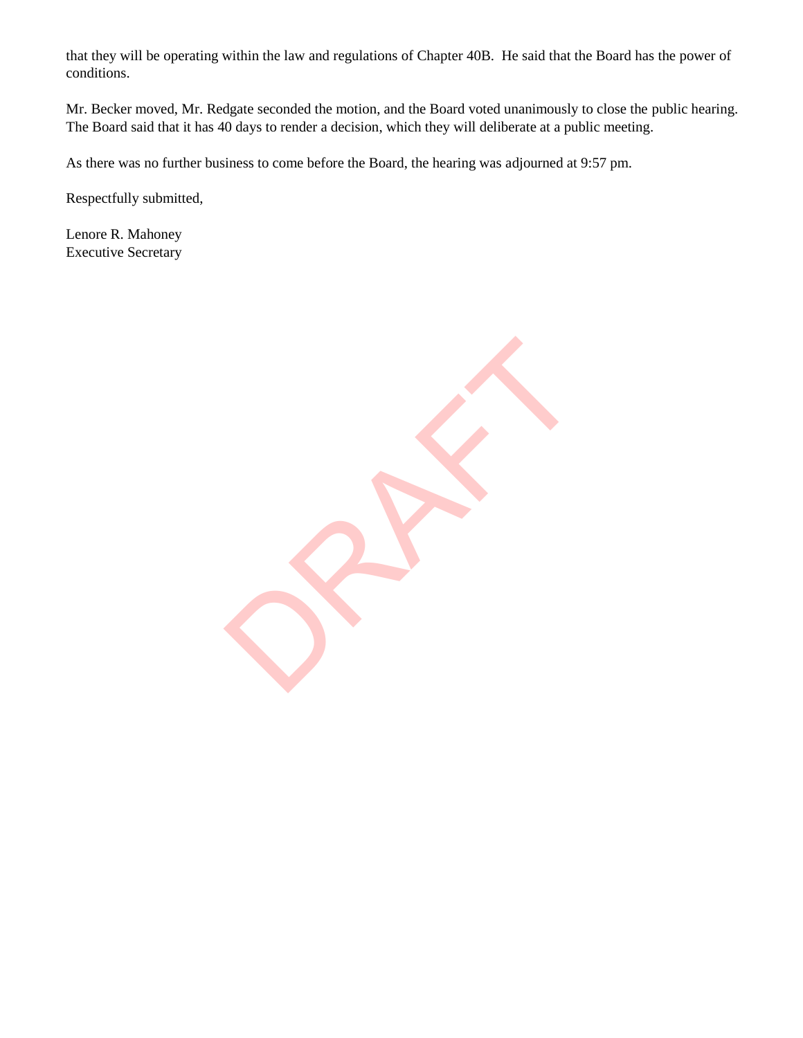that they will be operating within the law and regulations of Chapter 40B. He said that the Board has the power of conditions.

Mr. Becker moved, Mr. Redgate seconded the motion, and the Board voted unanimously to close the public hearing. The Board said that it has 40 days to render a decision, which they will deliberate at a public meeting.

As there was no further business to come before the Board, the hearing was adjourned at 9:57 pm.

Respectfully submitted,

Lenore R. Mahoney
Executive Secretary

DRAFT